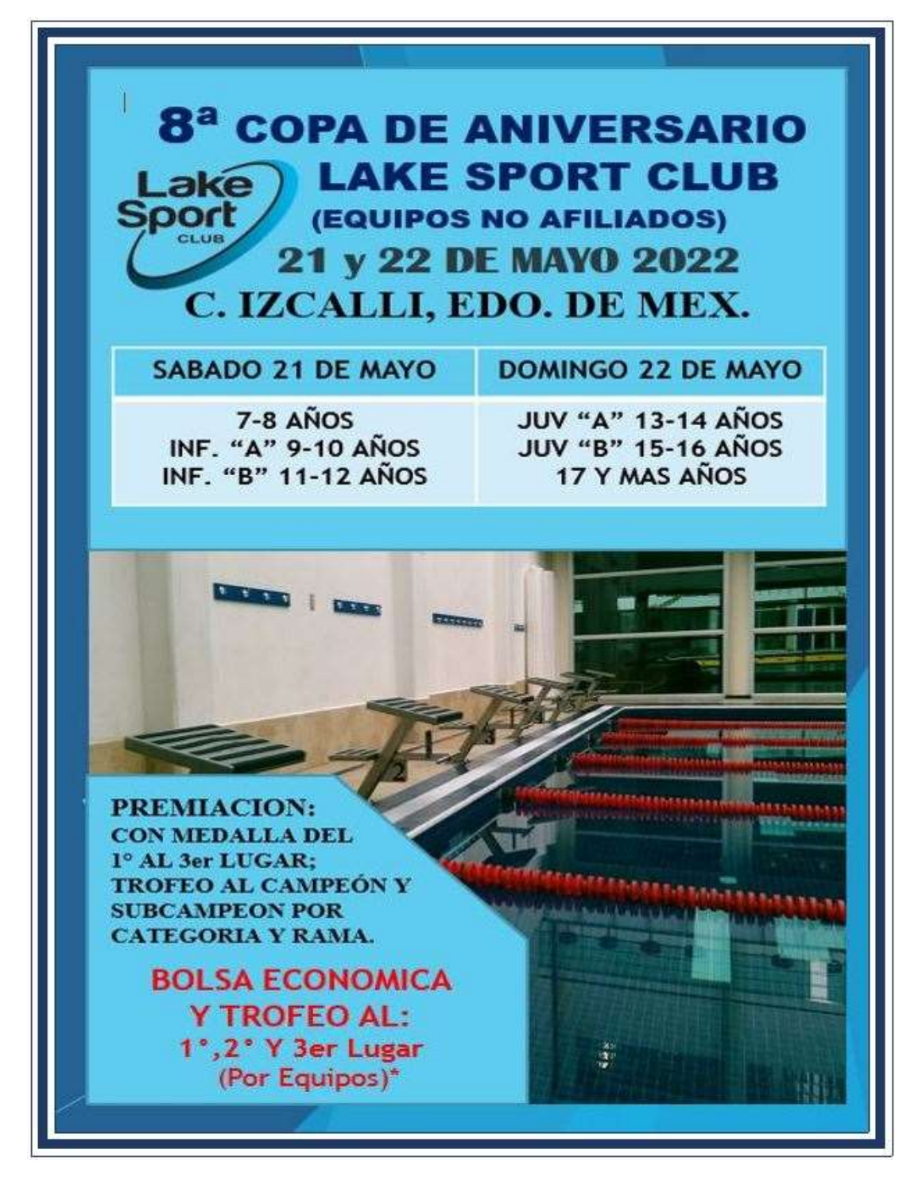# 8ª COPA DE ANIVERSARIO LAKE SPORT CLUB

## (EQUIPOS NO AFILIADOS)

## 21 y 22 DE MAYO 2022

## C. IZCALLI, EDO. DE MEX.

| SABADO 21 DE MAYO | DOMINGO 22 DE MAYO |
|---|---|
| 7-8 AÑOS<br>INF. "A" 9-10 AÑOS<br>INF. "B" 11-12 AÑOS | JUV "A" 13-14 AÑOS<br>JUV "B" 15-16 AÑOS<br>17 Y MAS AÑOS |

**PREMIACION:**
**CON MEDALLA DEL 1° AL 3er LUGAR; TROFEO AL CAMPEÓN Y SUBCAMPEON POR CATEGORIA Y RAMA.**

**BOLSA ECONOMICA Y TROFEO AL:**
**1°,2° Y 3er Lugar**
(Por Equipos)*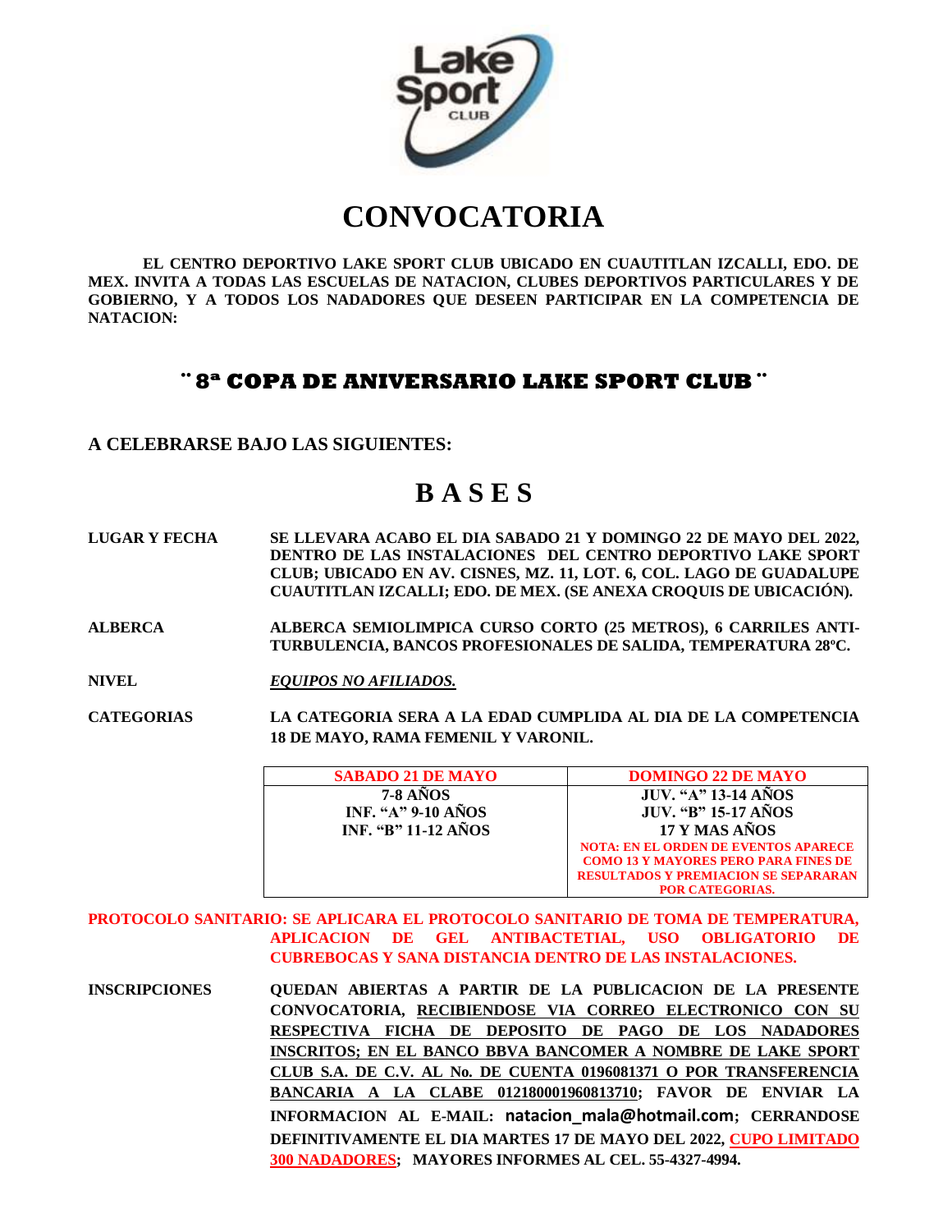# CONVOCATORIA

**EL CENTRO DEPORTIVO LAKE SPORT CLUB UBICADO EN CUAUTITLAN IZCALLI, EDO. DE MEX. INVITA A TODAS LAS ESCUELAS DE NATACION, CLUBES DEPORTIVOS PARTICULARES Y DE GOBIERNO, Y A TODOS LOS NADADORES QUE DESEEN PARTICIPAR EN LA COMPETENCIA DE NATACION:**

## ¨ 8ª COPA DE ANIVERSARIO LAKE SPORT CLUB ¨

**A CELEBRARSE BAJO LAS SIGUIENTES:**

# B A S E S

**LUGAR Y FECHA** — **SE LLEVARA ACABO EL DIA SABADO 21 Y DOMINGO 22 DE MAYO DEL 2022, DENTRO DE LAS INSTALACIONES DEL CENTRO DEPORTIVO LAKE SPORT CLUB; UBICADO EN AV. CISNES, MZ. 11, LOT. 6, COL. LAGO DE GUADALUPE CUAUTITLAN IZCALLI; EDO. DE MEX. (SE ANEXA CROQUIS DE UBICACIÓN).**

**ALBERCA** — **ALBERCA SEMIOLIMPICA CURSO CORTO (25 METROS), 6 CARRILES ANTI-TURBULENCIA, BANCOS PROFESIONALES DE SALIDA, TEMPERATURA 28ºC.**

**NIVEL** — ***EQUIPOS NO AFILIADOS.***

**CATEGORIAS** — **LA CATEGORIA SERA A LA EDAD CUMPLIDA AL DIA DE LA COMPETENCIA 18 DE MAYO, RAMA FEMENIL Y VARONIL.**

| SABADO 21 DE MAYO | DOMINGO 22 DE MAYO |
|---|---|
| 7-8 AÑOS<br>INF. "A" 9-10 AÑOS<br>INF. "B" 11-12 AÑOS | JUV. "A" 13-14 AÑOS<br>JUV. "B" 15-17 AÑOS<br>17 Y MAS AÑOS<br>NOTA: EN EL ORDEN DE EVENTOS APARECE COMO 13 Y MAYORES PERO PARA FINES DE RESULTADOS Y PREMIACION SE SEPARARAN POR CATEGORIAS. |

**PROTOCOLO SANITARIO: SE APLICARA EL PROTOCOLO SANITARIO DE TOMA DE TEMPERATURA, APLICACION DE GEL ANTIBACTETIAL, USO OBLIGATORIO DE CUBREBOCAS Y SANA DISTANCIA DENTRO DE LAS INSTALACIONES.**

**INSCRIPCIONES** — **QUEDAN ABIERTAS A PARTIR DE LA PUBLICACION DE LA PRESENTE CONVOCATORIA, RECIBIENDOSE VIA CORREO ELECTRONICO CON SU RESPECTIVA FICHA DE DEPOSITO DE PAGO DE LOS NADADORES INSCRITOS; EN EL BANCO BBVA BANCOMER A NOMBRE DE LAKE SPORT CLUB S.A. DE C.V. AL No. DE CUENTA 0196081371 O POR TRANSFERENCIA BANCARIA A LA CLABE 012180001960813710; FAVOR DE ENVIAR LA INFORMACION AL E-MAIL: natacion_mala@hotmail.com; CERRANDOSE DEFINITIVAMENTE EL DIA MARTES 17 DE MAYO DEL 2022, CUPO LIMITADO 300 NADADORES; MAYORES INFORMES AL CEL. 55-4327-4994.**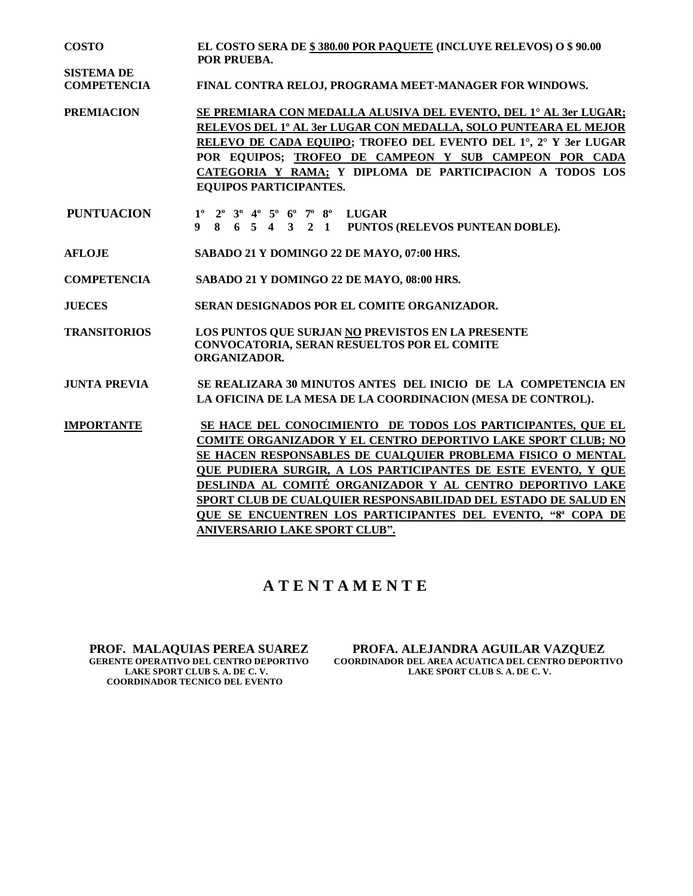**COSTO** EL COSTO SERA DE <u>$ 380.00 POR PAQUETE</u> (INCLUYE RELEVOS) O $ 90.00 POR PRUEBA.

**SISTEMA DE COMPETENCIA** FINAL CONTRA RELOJ, PROGRAMA MEET-MANAGER FOR WINDOWS.

**PREMIACION** <u>SE PREMIARA CON MEDALLA ALUSIVA DEL EVENTO, DEL 1° AL 3er LUGAR; RELEVOS DEL 1º AL 3er LUGAR CON MEDALLA, SOLO PUNTEARA EL MEJOR RELEVO DE CADA EQUIPO</u>; TROFEO DEL EVENTO DEL 1°, 2° Y 3er LUGAR POR EQUIPOS; <u>TROFEO DE CAMPEON Y SUB CAMPEON POR CADA CATEGORIA Y RAMA;</u> Y DIPLOMA DE PARTICIPACION A TODOS LOS EQUIPOS PARTICIPANTES.

**PUNTUACION**

| 1º | 2º | 3º | 4º | 5º | 6º | 7º | 8º | LUGAR |
|---|---|---|---|---|---|---|---|---|
| 9 | 8 | 6 | 5 | 4 | 3 | 2 | 1 | PUNTOS (RELEVOS PUNTEAN DOBLE). |

**AFLOJE** SABADO 21 Y DOMINGO 22 DE MAYO, 07:00 HRS.

**COMPETENCIA** SABADO 21 Y DOMINGO 22 DE MAYO, 08:00 HRS.

**JUECES** SERAN DESIGNADOS POR EL COMITE ORGANIZADOR.

**TRANSITORIOS** LOS PUNTOS QUE SURJAN <u>NO</u> PREVISTOS EN LA PRESENTE CONVOCATORIA, SERAN RESUELTOS POR EL COMITE ORGANIZADOR.

**JUNTA PREVIA** SE REALIZARA 30 MINUTOS ANTES DEL INICIO DE LA COMPETENCIA EN LA OFICINA DE LA MESA DE LA COORDINACION (MESA DE CONTROL).

**<u>IMPORTANTE</u>** <u>SE HACE DEL CONOCIMIENTO DE TODOS LOS PARTICIPANTES, QUE EL COMITE ORGANIZADOR Y EL CENTRO DEPORTIVO LAKE SPORT CLUB; NO SE HACEN RESPONSABLES DE CUALQUIER PROBLEMA FISICO O MENTAL QUE PUDIERA SURGIR, A LOS PARTICIPANTES DE ESTE EVENTO, Y QUE DESLINDA AL COMITÉ ORGANIZADOR Y AL CENTRO DEPORTIVO LAKE SPORT CLUB DE CUALQUIER RESPONSABILIDAD DEL ESTADO DE SALUD EN QUE SE ENCUENTREN LOS PARTICIPANTES DEL EVENTO, "8ª COPA DE ANIVERSARIO LAKE SPORT CLUB".</u>

## A T E N T A M E N T E

**PROF. MALAQUIAS PEREA SUAREZ**
GERENTE OPERATIVO DEL CENTRO DEPORTIVO
LAKE SPORT CLUB S. A. DE C. V.
COORDINADOR TECNICO DEL EVENTO

**PROFA. ALEJANDRA AGUILAR VAZQUEZ**
COORDINADOR DEL AREA ACUATICA DEL CENTRO DEPORTIVO
LAKE SPORT CLUB S. A. DE C. V.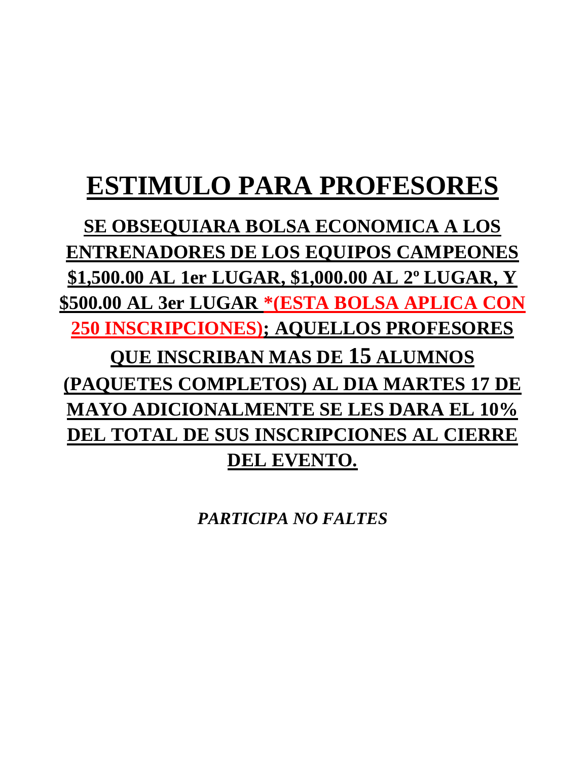# ESTIMULO PARA PROFESORES

**SE OBSEQUIARA BOLSA ECONOMICA A LOS ENTRENADORES DE LOS EQUIPOS CAMPEONES $1,500.00 AL 1er LUGAR, $1,000.00 AL 2º LUGAR, Y $500.00 AL 3er LUGAR *(ESTA BOLSA APLICA CON 250 INSCRIPCIONES); AQUELLOS PROFESORES QUE INSCRIBAN MAS DE 15 ALUMNOS (PAQUETES COMPLETOS) AL DIA MARTES 17 DE MAYO ADICIONALMENTE SE LES DARA EL 10% DEL TOTAL DE SUS INSCRIPCIONES AL CIERRE DEL EVENTO.**

***PARTICIPA NO FALTES***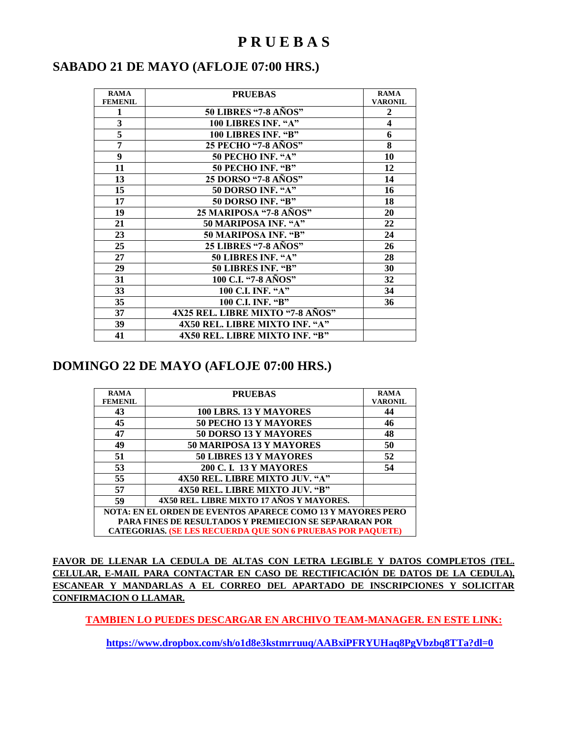# P R U E B A S

## SABADO 21 DE MAYO (AFLOJE 07:00 HRS.)

| RAMA FEMENIL | PRUEBAS | RAMA VARONIL |
|---|---|---|
| 1 | 50 LIBRES "7-8 AÑOS" | 2 |
| 3 | 100 LIBRES INF. "A" | 4 |
| 5 | 100 LIBRES INF. "B" | 6 |
| 7 | 25 PECHO "7-8 AÑOS" | 8 |
| 9 | 50 PECHO INF. "A" | 10 |
| 11 | 50 PECHO INF. "B" | 12 |
| 13 | 25 DORSO "7-8 AÑOS" | 14 |
| 15 | 50 DORSO INF. "A" | 16 |
| 17 | 50 DORSO INF. "B" | 18 |
| 19 | 25 MARIPOSA "7-8 AÑOS" | 20 |
| 21 | 50 MARIPOSA INF. "A" | 22 |
| 23 | 50 MARIPOSA INF. "B" | 24 |
| 25 | 25 LIBRES "7-8 AÑOS" | 26 |
| 27 | 50 LIBRES INF. "A" | 28 |
| 29 | 50 LIBRES INF. "B" | 30 |
| 31 | 100 C.I. "7-8 AÑOS" | 32 |
| 33 | 100 C.I. INF. "A" | 34 |
| 35 | 100 C.I. INF. "B" | 36 |
| 37 | 4X25 REL. LIBRE MIXTO "7-8 AÑOS" | |
| 39 | 4X50 REL. LIBRE MIXTO INF. "A" | |
| 41 | 4X50 REL. LIBRE MIXTO INF. "B" | |

## DOMINGO 22 DE MAYO (AFLOJE 07:00 HRS.)

| RAMA FEMENIL | PRUEBAS | RAMA VARONIL |
|---|---|---|
| 43 | 100 LBRS. 13 Y MAYORES | 44 |
| 45 | 50 PECHO 13 Y MAYORES | 46 |
| 47 | 50 DORSO 13 Y MAYORES | 48 |
| 49 | 50 MARIPOSA 13 Y MAYORES | 50 |
| 51 | 50 LIBRES 13 Y MAYORES | 52 |
| 53 | 200 C. I. 13 Y MAYORES | 54 |
| 55 | 4X50 REL. LIBRE MIXTO JUV. "A" | |
| 57 | 4X50 REL. LIBRE MIXTO JUV. "B" | |
| 59 | 4X50 REL. LIBRE MIXTO 17 AÑOS Y MAYORES. | |
| NOTA: EN EL ORDEN DE EVENTOS APARECE COMO 13 Y MAYORES PERO PARA FINES DE RESULTADOS Y PREMIECION SE SEPARARAN POR CATEGORIAS. (SE LES RECUERDA QUE SON 6 PRUEBAS POR PAQUETE) | | |

**FAVOR DE LLENAR LA CEDULA DE ALTAS CON LETRA LEGIBLE Y DATOS COMPLETOS (TEL. CELULAR, E-MAIL PARA CONTACTAR EN CASO DE RECTIFICACIÓN DE DATOS DE LA CEDULA), ESCANEAR Y MANDARLAS A EL CORREO DEL APARTADO DE INSCRIPCIONES Y SOLICITAR CONFIRMACION O LLAMAR.**

**TAMBIEN LO PUEDES DESCARGAR EN ARCHIVO TEAM-MANAGER. EN ESTE LINK:**

**https://www.dropbox.com/sh/o1d8e3kstmrruuq/AABxiPFRYUHaq8PgVbzbq8TTa?dl=0**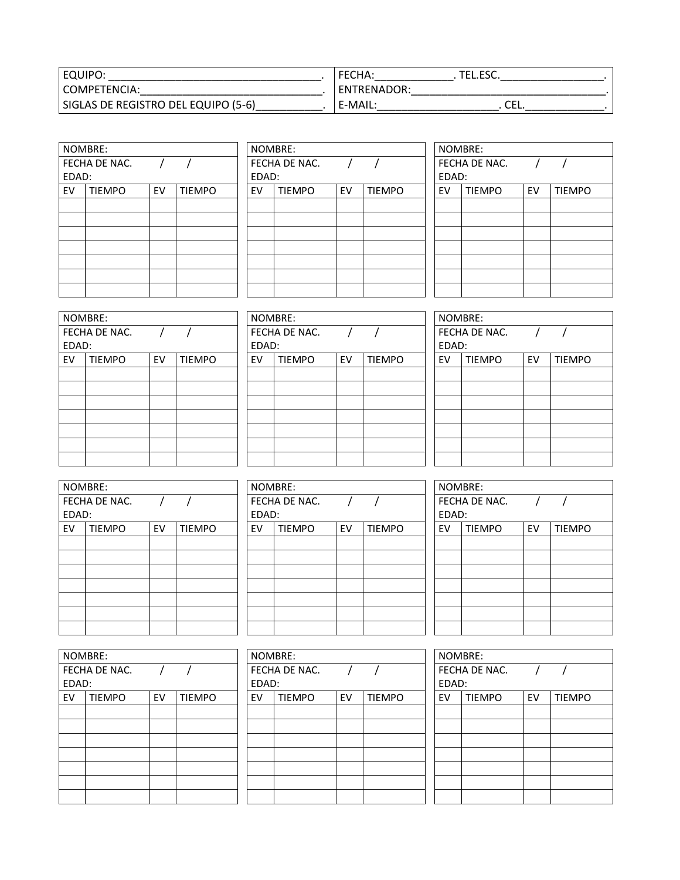| EQUIPO: ____________________________________. | FECHA:_____________. TEL.ESC._________________. |
|---|---|
| COMPETENCIA:_______________________________. | ENTRENADOR:_________________________________. |
| SIGLAS DE REGISTRO DEL EQUIPO (5-6)___________. | E-MAIL:____________________. CEL._____________. |

| NOMBRE: | | | |
|---|---|---|---|
| FECHA DE NAC. / / EDAD: | | | |
| EV | TIEMPO | EV | TIEMPO |
| | | | |
| | | | |
| | | | |
| | | | |
| | | | |
| | | | |
| | | | |

| NOMBRE: | | | |
|---|---|---|---|
| FECHA DE NAC. / / EDAD: | | | |
| EV | TIEMPO | EV | TIEMPO |
| | | | |
| | | | |
| | | | |
| | | | |
| | | | |
| | | | |
| | | | |

| NOMBRE: | | | |
|---|---|---|---|
| FECHA DE NAC. / / EDAD: | | | |
| EV | TIEMPO | EV | TIEMPO |
| | | | |
| | | | |
| | | | |
| | | | |
| | | | |
| | | | |
| | | | |

| NOMBRE: | | | |
|---|---|---|---|
| FECHA DE NAC. / / EDAD: | | | |
| EV | TIEMPO | EV | TIEMPO |
| | | | |
| | | | |
| | | | |
| | | | |
| | | | |
| | | | |
| | | | |

| NOMBRE: | | | |
|---|---|---|---|
| FECHA DE NAC. / / EDAD: | | | |
| EV | TIEMPO | EV | TIEMPO |
| | | | |
| | | | |
| | | | |
| | | | |
| | | | |
| | | | |
| | | | |

| NOMBRE: | | | |
|---|---|---|---|
| FECHA DE NAC. / / EDAD: | | | |
| EV | TIEMPO | EV | TIEMPO |
| | | | |
| | | | |
| | | | |
| | | | |
| | | | |
| | | | |
| | | | |

| NOMBRE: | | | |
|---|---|---|---|
| FECHA DE NAC. / / EDAD: | | | |
| EV | TIEMPO | EV | TIEMPO |
| | | | |
| | | | |
| | | | |
| | | | |
| | | | |
| | | | |
| | | | |

| NOMBRE: | | | |
|---|---|---|---|
| FECHA DE NAC. / / EDAD: | | | |
| EV | TIEMPO | EV | TIEMPO |
| | | | |
| | | | |
| | | | |
| | | | |
| | | | |
| | | | |
| | | | |

| NOMBRE: | | | |
|---|---|---|---|
| FECHA DE NAC. / / EDAD: | | | |
| EV | TIEMPO | EV | TIEMPO |
| | | | |
| | | | |
| | | | |
| | | | |
| | | | |
| | | | |
| | | | |

| NOMBRE: | | | |
|---|---|---|---|
| FECHA DE NAC. / / EDAD: | | | |
| EV | TIEMPO | EV | TIEMPO |
| | | | |
| | | | |
| | | | |
| | | | |
| | | | |
| | | | |
| | | | |

| NOMBRE: | | | |
|---|---|---|---|
| FECHA DE NAC. / / EDAD: | | | |
| EV | TIEMPO | EV | TIEMPO |
| | | | |
| | | | |
| | | | |
| | | | |
| | | | |
| | | | |
| | | | |

| NOMBRE: | | | |
|---|---|---|---|
| FECHA DE NAC. / / EDAD: | | | |
| EV | TIEMPO | EV | TIEMPO |
| | | | |
| | | | |
| | | | |
| | | | |
| | | | |
| | | | |
| | | | |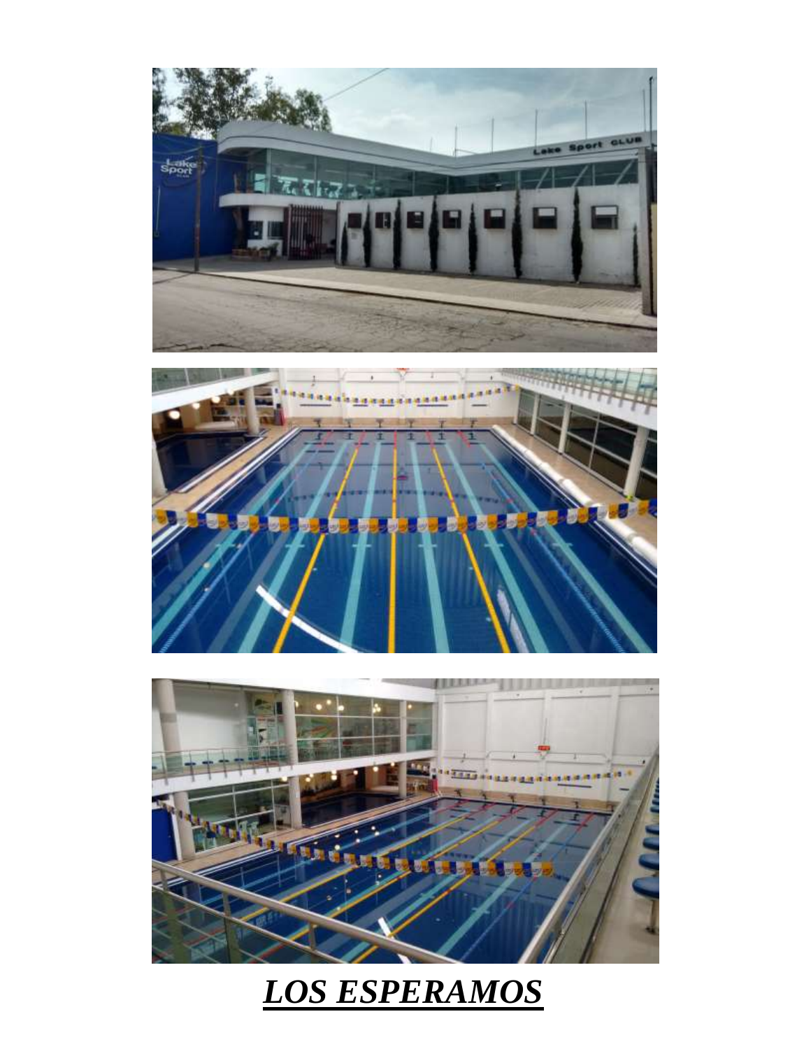***LOS ESPERAMOS***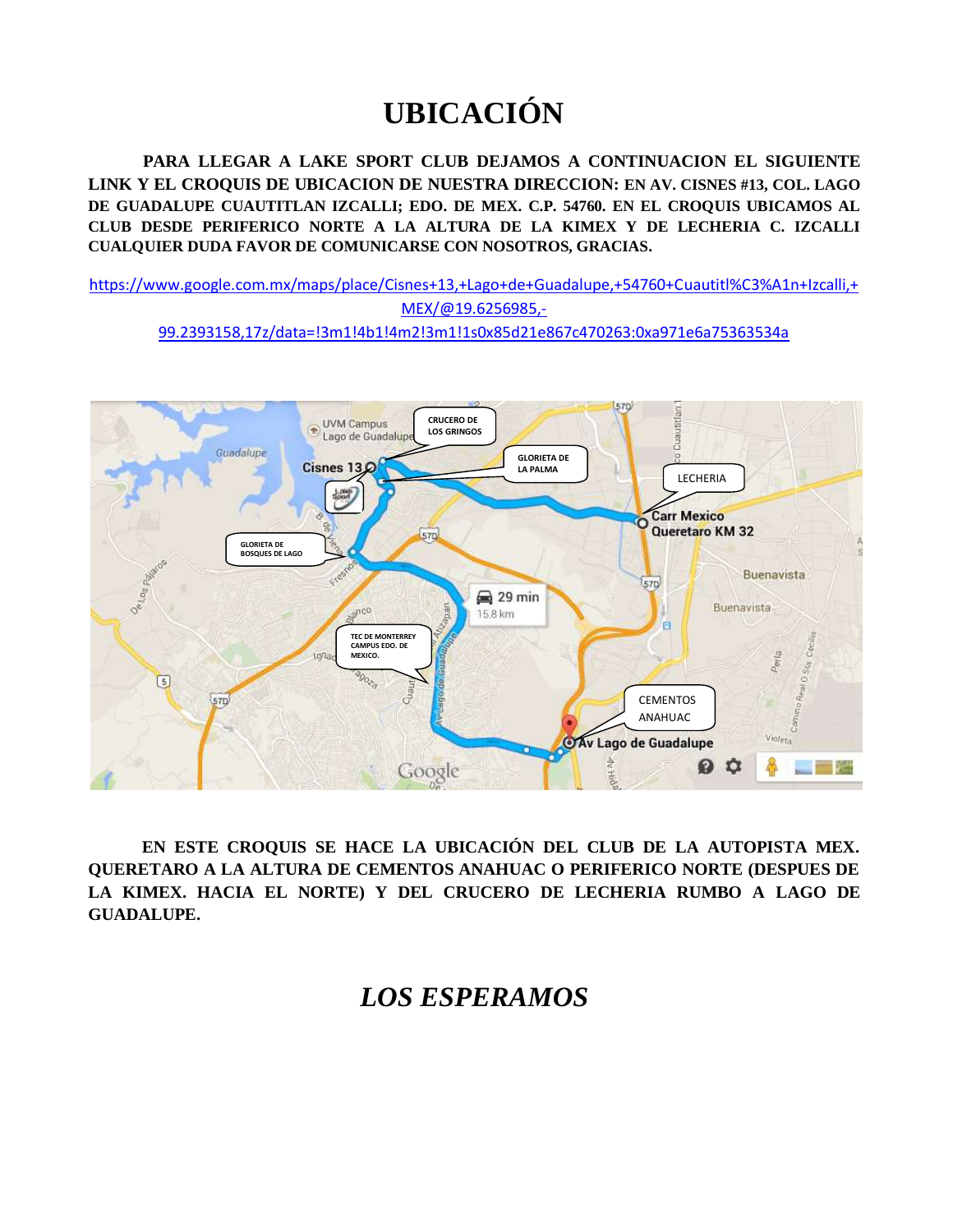# UBICACIÓN

**PARA LLEGAR A LAKE SPORT CLUB DEJAMOS A CONTINUACION EL SIGUIENTE LINK Y EL CROQUIS DE UBICACION DE NUESTRA DIRECCION: EN AV. CISNES #13, COL. LAGO DE GUADALUPE CUAUTITLAN IZCALLI; EDO. DE MEX. C.P. 54760. EN EL CROQUIS UBICAMOS AL CLUB DESDE PERIFERICO NORTE A LA ALTURA DE LA KIMEX Y DE LECHERIA C. IZCALLI CUALQUIER DUDA FAVOR DE COMUNICARSE CON NOSOTROS, GRACIAS.**

https://www.google.com.mx/maps/place/Cisnes+13,+Lago+de+Guadalupe,+54760+Cuautitl%C3%A1n+Izcalli,+MEX/@19.6256985,-99.2393158,17z/data=!3m1!4b1!4m2!3m1!1s0x85d21e867c470263:0xa971e6a75363534a

CRUCERO DE LOS GRINGOS

GLORIETA DE LA PALMA

LECHERIA

GLORIETA DE BOSQUES DE LAGO

TEC DE MONTERREY CAMPUS EDO. DE MEXICO.

CEMENTOS ANAHUAC

**EN ESTE CROQUIS SE HACE LA UBICACIÓN DEL CLUB DE LA AUTOPISTA MEX. QUERETARO A LA ALTURA DE CEMENTOS ANAHUAC O PERIFERICO NORTE (DESPUES DE LA KIMEX. HACIA EL NORTE) Y DEL CRUCERO DE LECHERIA RUMBO A LAGO DE GUADALUPE.**

## *LOS ESPERAMOS*